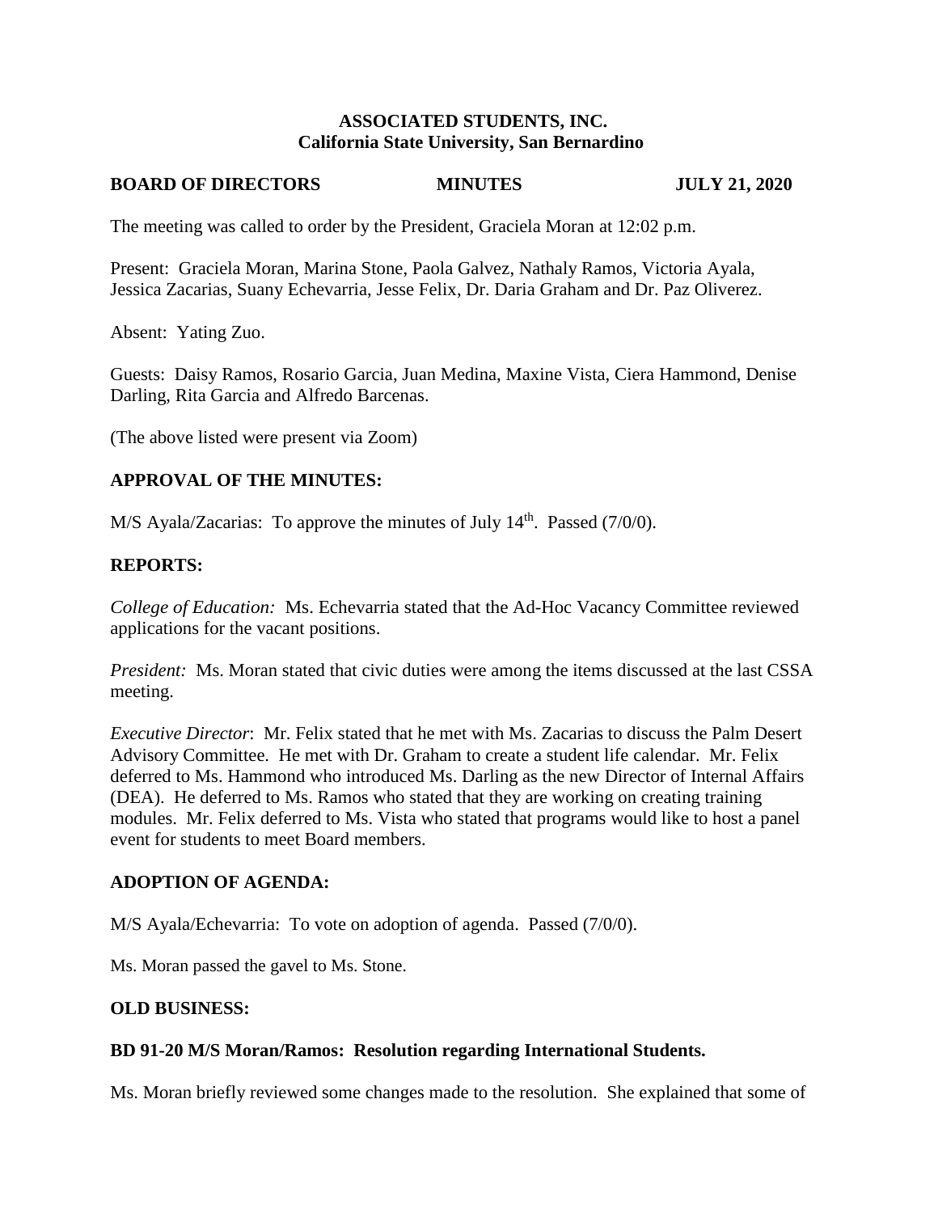**ASSOCIATED STUDENTS, INC.**
**California State University, San Bernardino**

**BOARD OF DIRECTORS MINUTES JULY 21, 2020**

The meeting was called to order by the President, Graciela Moran at 12:02 p.m.

Present: Graciela Moran, Marina Stone, Paola Galvez, Nathaly Ramos, Victoria Ayala, Jessica Zacarias, Suany Echevarria, Jesse Felix, Dr. Daria Graham and Dr. Paz Oliverez.

Absent: Yating Zuo.

Guests: Daisy Ramos, Rosario Garcia, Juan Medina, Maxine Vista, Ciera Hammond, Denise Darling, Rita Garcia and Alfredo Barcenas.

(The above listed were present via Zoom)

## APPROVAL OF THE MINUTES:

M/S Ayala/Zacarias: To approve the minutes of July 14th. Passed (7/0/0).

## REPORTS:

*College of Education:* Ms. Echevarria stated that the Ad-Hoc Vacancy Committee reviewed applications for the vacant positions.

*President:* Ms. Moran stated that civic duties were among the items discussed at the last CSSA meeting.

*Executive Director*: Mr. Felix stated that he met with Ms. Zacarias to discuss the Palm Desert Advisory Committee. He met with Dr. Graham to create a student life calendar. Mr. Felix deferred to Ms. Hammond who introduced Ms. Darling as the new Director of Internal Affairs (DEA). He deferred to Ms. Ramos who stated that they are working on creating training modules. Mr. Felix deferred to Ms. Vista who stated that programs would like to host a panel event for students to meet Board members.

## ADOPTION OF AGENDA:

M/S Ayala/Echevarria: To vote on adoption of agenda. Passed (7/0/0).

Ms. Moran passed the gavel to Ms. Stone.

## OLD BUSINESS:

### BD 91-20 M/S Moran/Ramos: Resolution regarding International Students.

Ms. Moran briefly reviewed some changes made to the resolution. She explained that some of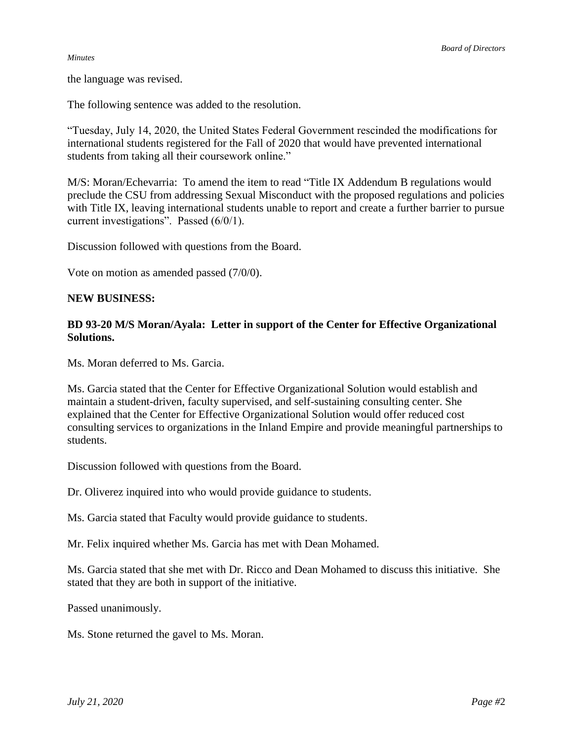the language was revised.

The following sentence was added to the resolution.

"Tuesday, July 14, 2020, the United States Federal Government rescinded the modifications for international students registered for the Fall of 2020 that would have prevented international students from taking all their coursework online."

M/S: Moran/Echevarria: To amend the item to read "Title IX Addendum B regulations would preclude the CSU from addressing Sexual Misconduct with the proposed regulations and policies with Title IX, leaving international students unable to report and create a further barrier to pursue current investigations". Passed (6/0/1).

Discussion followed with questions from the Board.

Vote on motion as amended passed (7/0/0).

**NEW BUSINESS:**

**BD 93-20 M/S Moran/Ayala: Letter in support of the Center for Effective Organizational Solutions.**

Ms. Moran deferred to Ms. Garcia.

Ms. Garcia stated that the Center for Effective Organizational Solution would establish and maintain a student-driven, faculty supervised, and self-sustaining consulting center. She explained that the Center for Effective Organizational Solution would offer reduced cost consulting services to organizations in the Inland Empire and provide meaningful partnerships to students.

Discussion followed with questions from the Board.

Dr. Oliverez inquired into who would provide guidance to students.

Ms. Garcia stated that Faculty would provide guidance to students.

Mr. Felix inquired whether Ms. Garcia has met with Dean Mohamed.

Ms. Garcia stated that she met with Dr. Ricco and Dean Mohamed to discuss this initiative. She stated that they are both in support of the initiative.

Passed unanimously.

Ms. Stone returned the gavel to Ms. Moran.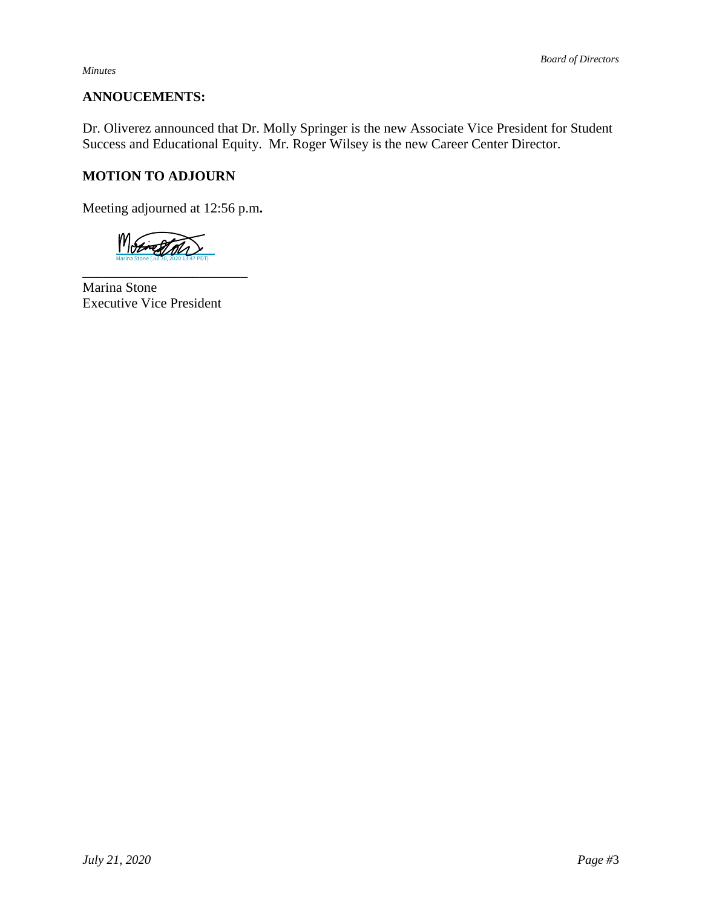## ANNOUCEMENTS:

Dr. Oliverez announced that Dr. Molly Springer is the new Associate Vice President for Student Success and Educational Equity. Mr. Roger Wilsey is the new Career Center Director.

## MOTION TO ADJOURN

Meeting adjourned at 12:56 p.m**.**

Marina Stone (Jul 30, 2020 13:47 PDT)

\_\_\_\_\_\_\_\_\_\_\_\_\_\_\_\_\_\_\_\_\_\_\_\_\_\_

Marina Stone
Executive Vice President